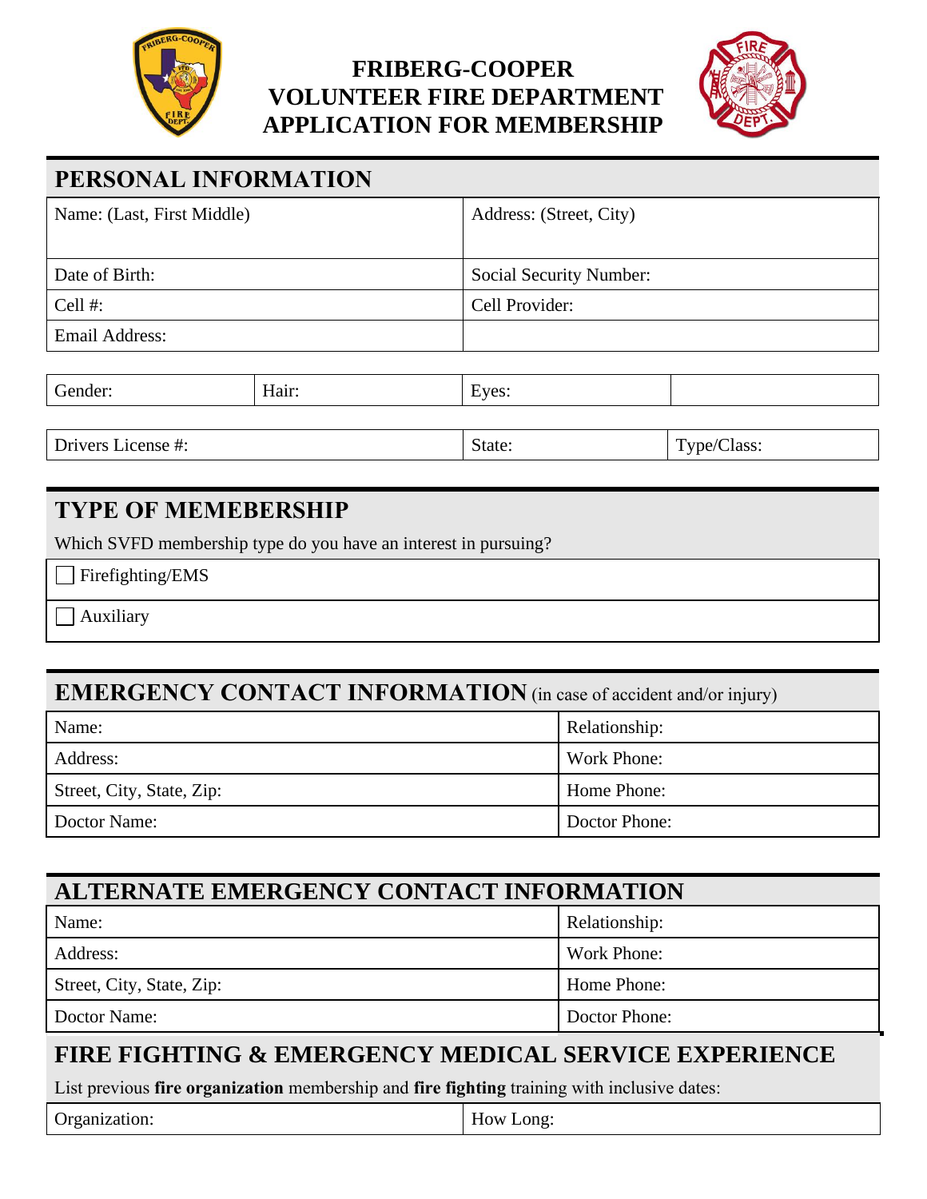# FRIBERG-COOPER VOLUNTEER FIRE DEPARTMENT APPLICATION FOR MEMBERSHIP

## PERSONAL INFORMATION

| Name: (Last, First Middle) | Address: (Street, City) |
|---|---|
| Date of Birth: | Social Security Number: |
| Cell #: | Cell Provider: |
| Email Address: | |

| Gender: | Hair: | Eyes: | |
|---|---|---|---|

| Drivers License #: | State: | Type/Class: |
|---|---|---|

## TYPE OF MEMEBERSHIP

Which SVFD membership type do you have an interest in pursuing?

- ☐ Firefighting/EMS
- ☐ Auxiliary

## EMERGENCY CONTACT INFORMATION (in case of accident and/or injury)

| Name: | Relationship: |
|---|---|
| Address: | Work Phone: |
| Street, City, State, Zip: | Home Phone: |
| Doctor Name: | Doctor Phone: |

## ALTERNATE EMERGENCY CONTACT INFORMATION

| Name: | Relationship: |
|---|---|
| Address: | Work Phone: |
| Street, City, State, Zip: | Home Phone: |
| Doctor Name: | Doctor Phone: |

## FIRE FIGHTING & EMERGENCY MEDICAL SERVICE EXPERIENCE

List previous **fire organization** membership and **fire fighting** training with inclusive dates:

| Organization: | How Long: |
|---|---|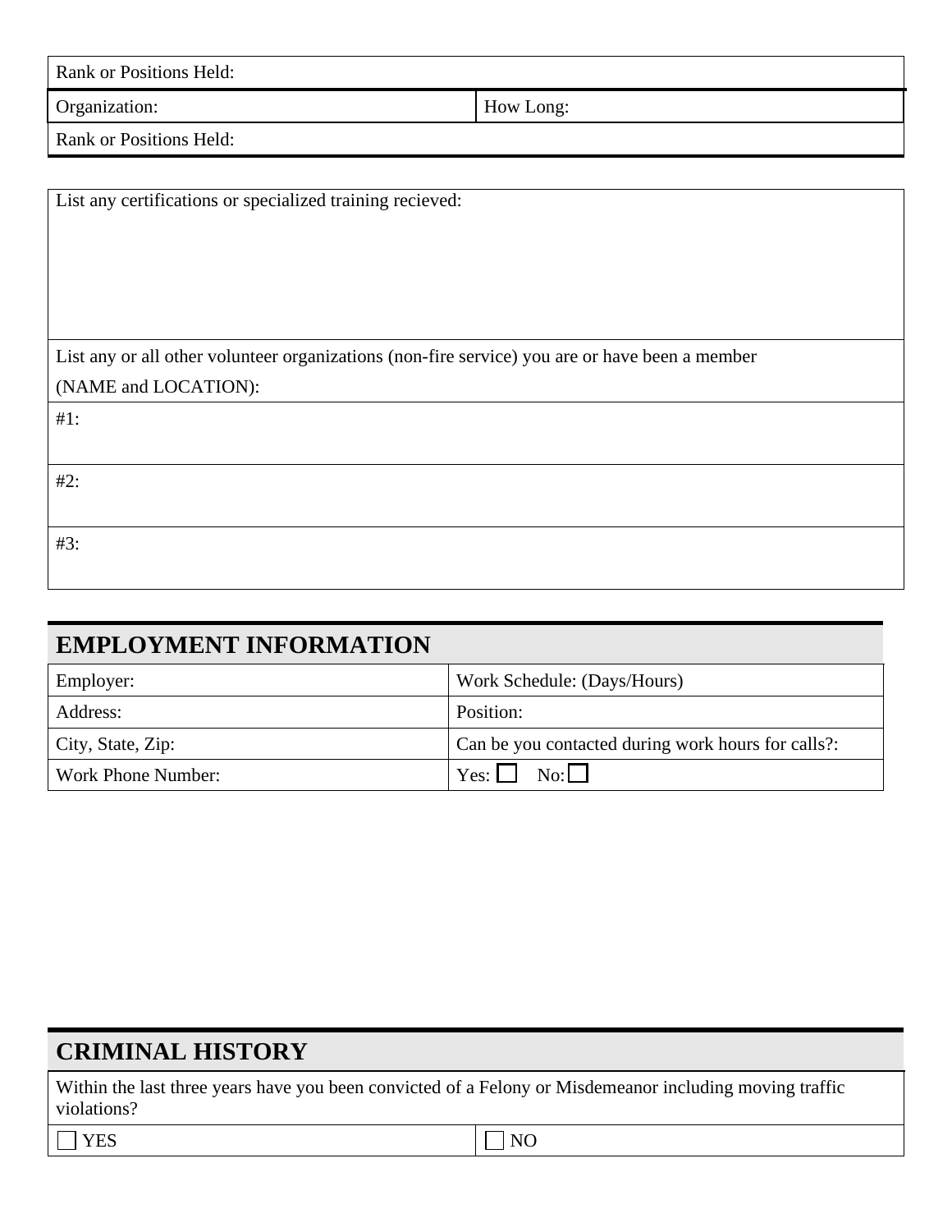| Rank or Positions Held: | |
|---|---|
| Organization: | How Long: |
| Rank or Positions Held: | |

| List any certifications or specialized training recieved: |
|---|
| List any or all other volunteer organizations (non-fire service) you are or have been a member (NAME and LOCATION): |
| #1: |
| #2: |
| #3: |

## EMPLOYMENT INFORMATION

| Employer: | Work Schedule: (Days/Hours) |
|---|---|
| Address: | Position: |
| City, State, Zip: | Can be you contacted during work hours for calls?: |
| Work Phone Number: | Yes: ☐ No: ☐ |

## CRIMINAL HISTORY

| Within the last three years have you been convicted of a Felony or Misdemeanor including moving traffic violations? | |
|---|---|
| ☐ YES | ☐ NO |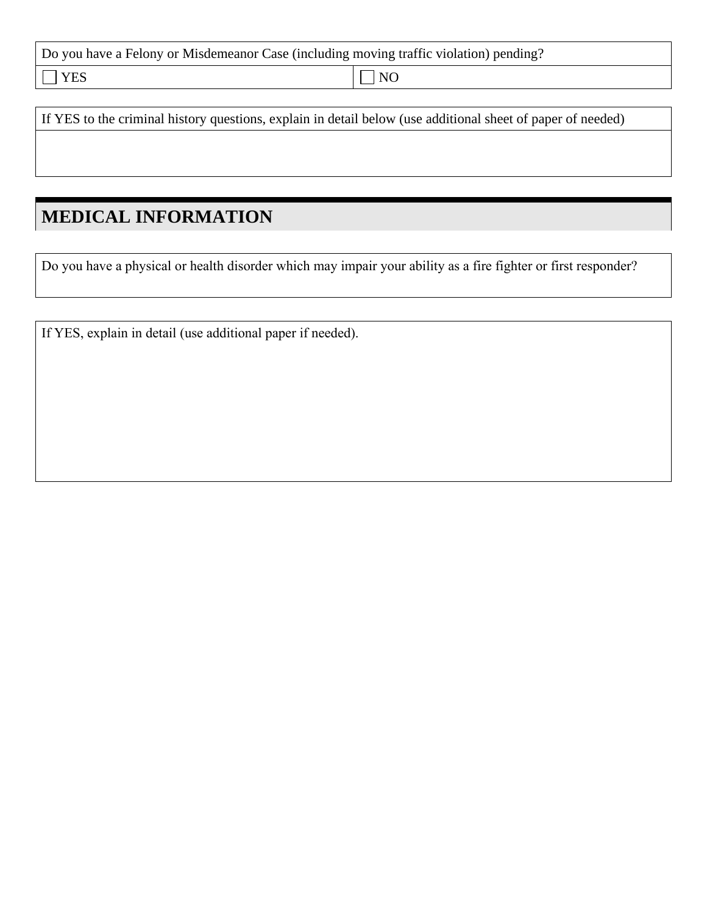| Do you have a Felony or Misdemeanor Case (including moving traffic violation) pending? | |
|---|---|
| ☐ YES | ☐ NO |

| If YES to the criminal history questions, explain in detail below (use additional sheet of paper of needed) |
|---|
| |

## MEDICAL INFORMATION

| Do you have a physical or health disorder which may impair your ability as a fire fighter or first responder? |
|---|
| |

| If YES, explain in detail (use additional paper if needed). |
|---|
| |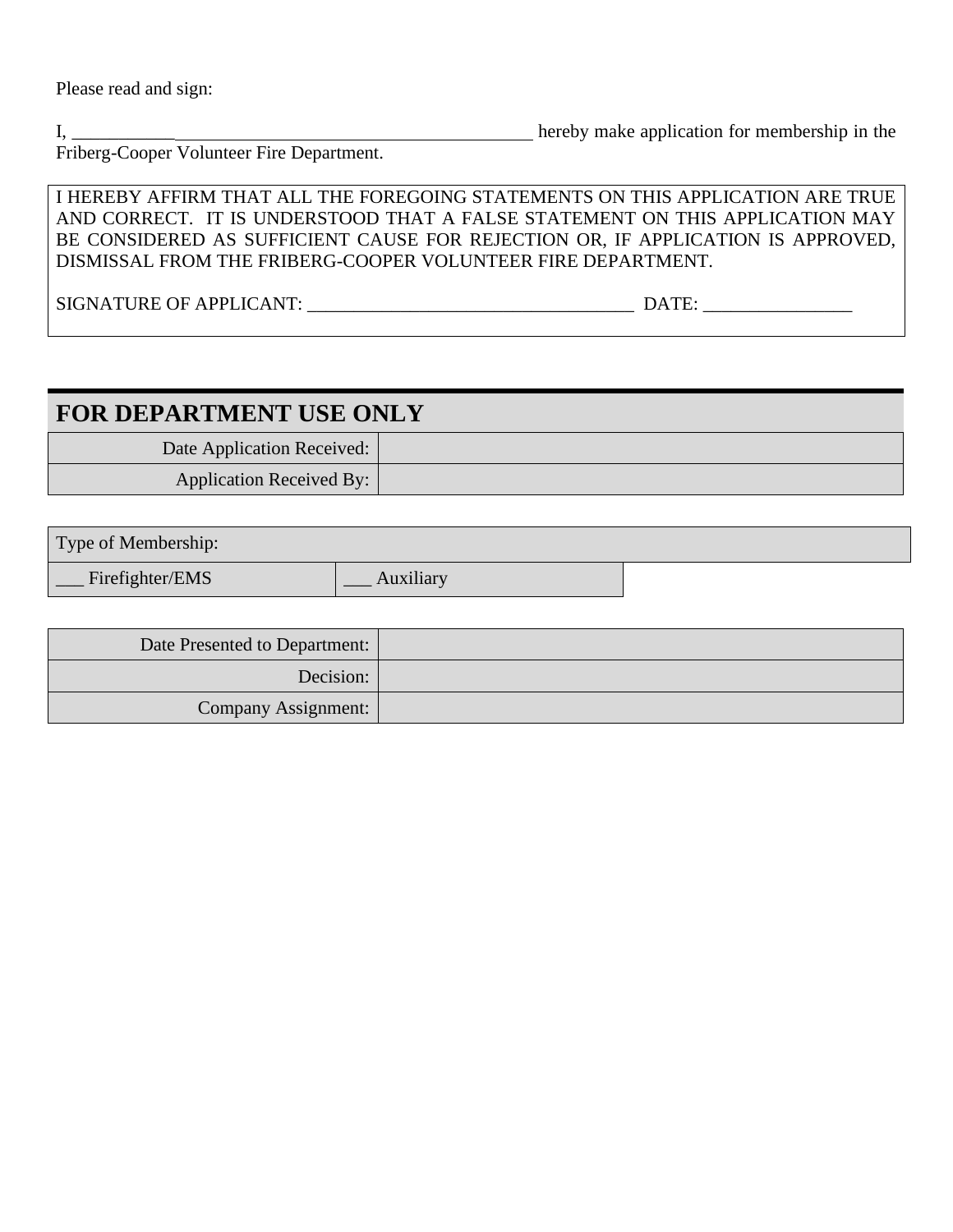Please read and sign:

I, ___________________________________________________ hereby make application for membership in the Friberg-Cooper Volunteer Fire Department.

I HEREBY AFFIRM THAT ALL THE FOREGOING STATEMENTS ON THIS APPLICATION ARE TRUE AND CORRECT. IT IS UNDERSTOOD THAT A FALSE STATEMENT ON THIS APPLICATION MAY BE CONSIDERED AS SUFFICIENT CAUSE FOR REJECTION OR, IF APPLICATION IS APPROVED, DISMISSAL FROM THE FRIBERG-COOPER VOLUNTEER FIRE DEPARTMENT.

SIGNATURE OF APPLICANT: ___________________________________ DATE: ________________

## FOR DEPARTMENT USE ONLY

| | |
|---|---|
| Date Application Received: | |
| Application Received By: | |

| Type of Membership: | |
|---|---|
| ___ Firefighter/EMS | ___ Auxiliary |

| | |
|---|---|
| Date Presented to Department: | |
| Decision: | |
| Company Assignment: | |